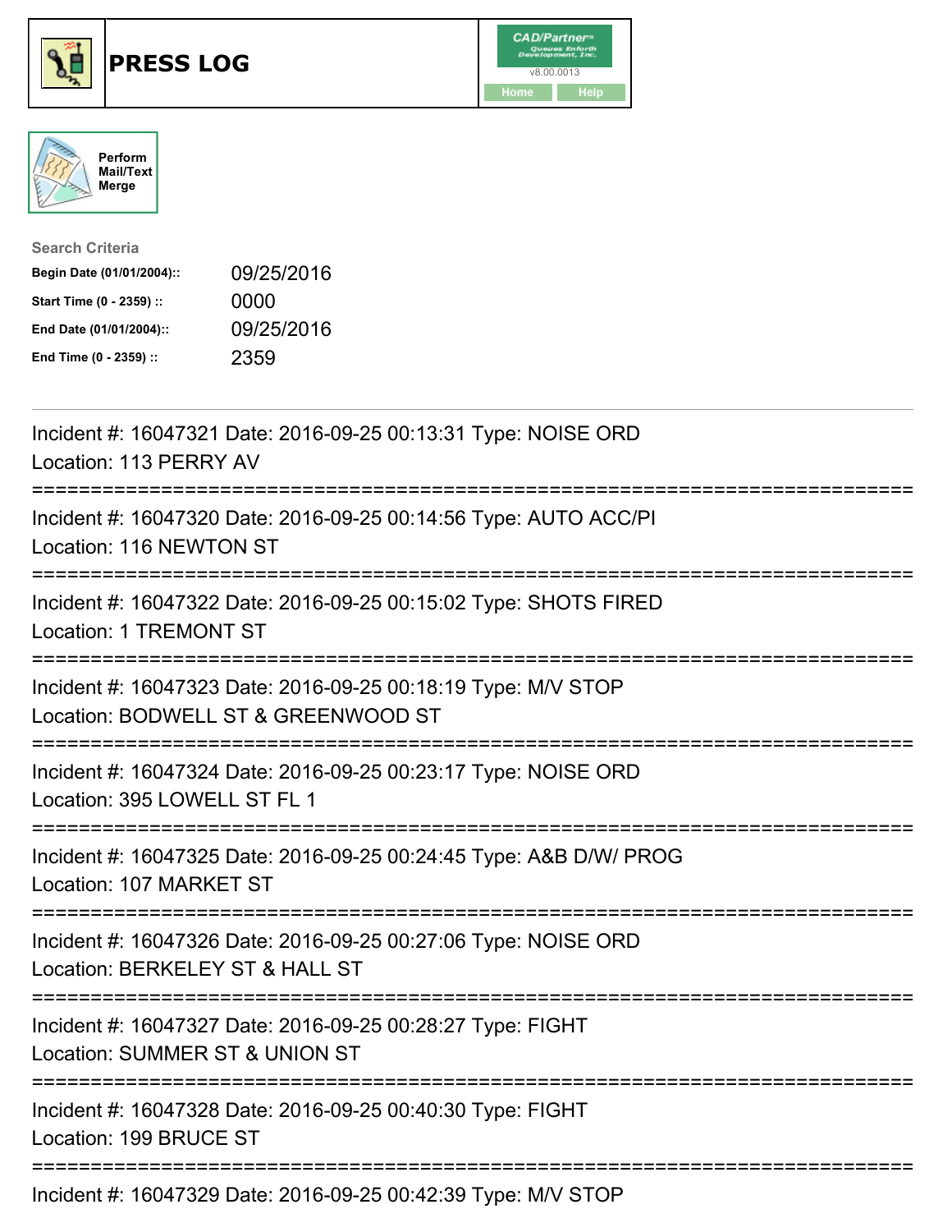# PRESS LOG

CAD/Partner™ v8.00.0013

Home Help

Perform Mail/Text Merge

**Search Criteria**

| | |
|---|---|
| **Begin Date (01/01/2004)::** | 09/25/2016 |
| **Start Time (0 - 2359) ::** | 0000 |
| **End Date (01/01/2004)::** | 09/25/2016 |
| **End Time (0 - 2359) ::** | 2359 |

---

Incident #: 16047321 Date: 2016-09-25 00:13:31 Type: NOISE ORD
Location: 113 PERRY AV

===========================================================================

Incident #: 16047320 Date: 2016-09-25 00:14:56 Type: AUTO ACC/PI
Location: 116 NEWTON ST

===========================================================================

Incident #: 16047322 Date: 2016-09-25 00:15:02 Type: SHOTS FIRED
Location: 1 TREMONT ST

===========================================================================

Incident #: 16047323 Date: 2016-09-25 00:18:19 Type: M/V STOP
Location: BODWELL ST & GREENWOOD ST

===========================================================================

Incident #: 16047324 Date: 2016-09-25 00:23:17 Type: NOISE ORD
Location: 395 LOWELL ST FL 1

===========================================================================

Incident #: 16047325 Date: 2016-09-25 00:24:45 Type: A&B D/W/ PROG
Location: 107 MARKET ST

===========================================================================

Incident #: 16047326 Date: 2016-09-25 00:27:06 Type: NOISE ORD
Location: BERKELEY ST & HALL ST

===========================================================================

Incident #: 16047327 Date: 2016-09-25 00:28:27 Type: FIGHT
Location: SUMMER ST & UNION ST

===========================================================================

Incident #: 16047328 Date: 2016-09-25 00:40:30 Type: FIGHT
Location: 199 BRUCE ST

===========================================================================

Incident #: 16047329 Date: 2016-09-25 00:42:39 Type: M/V STOP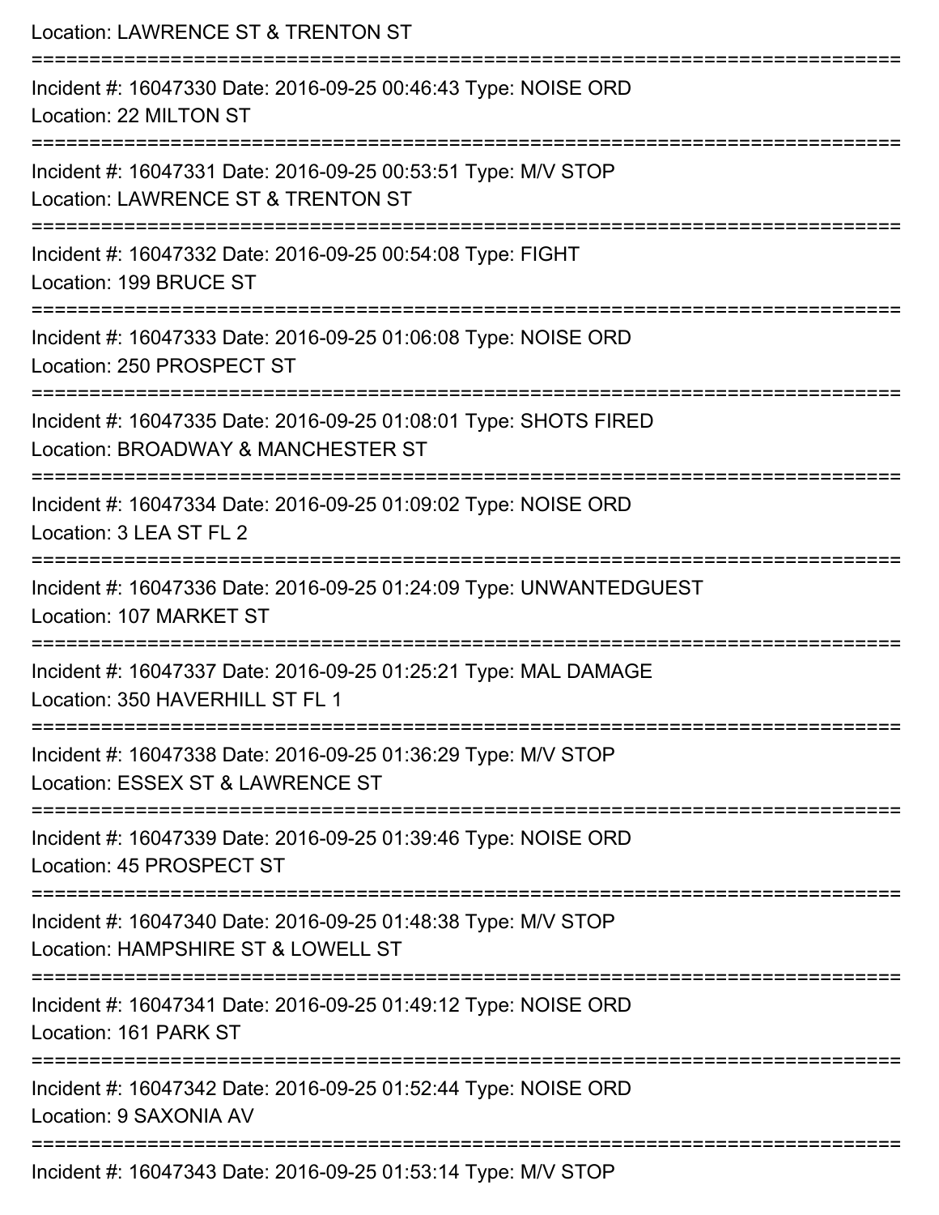Location: LAWRENCE ST & TRENTON ST

===========================================================================

Incident #: 16047330 Date: 2016-09-25 00:46:43 Type: NOISE ORD

Location: 22 MILTON ST

===========================================================================

Incident #: 16047331 Date: 2016-09-25 00:53:51 Type: M/V STOP

Location: LAWRENCE ST & TRENTON ST

===========================================================================

Incident #: 16047332 Date: 2016-09-25 00:54:08 Type: FIGHT

Location: 199 BRUCE ST

===========================================================================

Incident #: 16047333 Date: 2016-09-25 01:06:08 Type: NOISE ORD

Location: 250 PROSPECT ST

===========================================================================

Incident #: 16047335 Date: 2016-09-25 01:08:01 Type: SHOTS FIRED

Location: BROADWAY & MANCHESTER ST

===========================================================================

Incident #: 16047334 Date: 2016-09-25 01:09:02 Type: NOISE ORD

Location: 3 LEA ST FL 2

===========================================================================

Incident #: 16047336 Date: 2016-09-25 01:24:09 Type: UNWANTEDGUEST

Location: 107 MARKET ST

===========================================================================

Incident #: 16047337 Date: 2016-09-25 01:25:21 Type: MAL DAMAGE

Location: 350 HAVERHILL ST FL 1

===========================================================================

Incident #: 16047338 Date: 2016-09-25 01:36:29 Type: M/V STOP

Location: ESSEX ST & LAWRENCE ST

===========================================================================

Incident #: 16047339 Date: 2016-09-25 01:39:46 Type: NOISE ORD

Location: 45 PROSPECT ST

===========================================================================

Incident #: 16047340 Date: 2016-09-25 01:48:38 Type: M/V STOP

Location: HAMPSHIRE ST & LOWELL ST

===========================================================================

Incident #: 16047341 Date: 2016-09-25 01:49:12 Type: NOISE ORD

Location: 161 PARK ST

===========================================================================

Incident #: 16047342 Date: 2016-09-25 01:52:44 Type: NOISE ORD

Location: 9 SAXONIA AV

===========================================================================

Incident #: 16047343 Date: 2016-09-25 01:53:14 Type: M/V STOP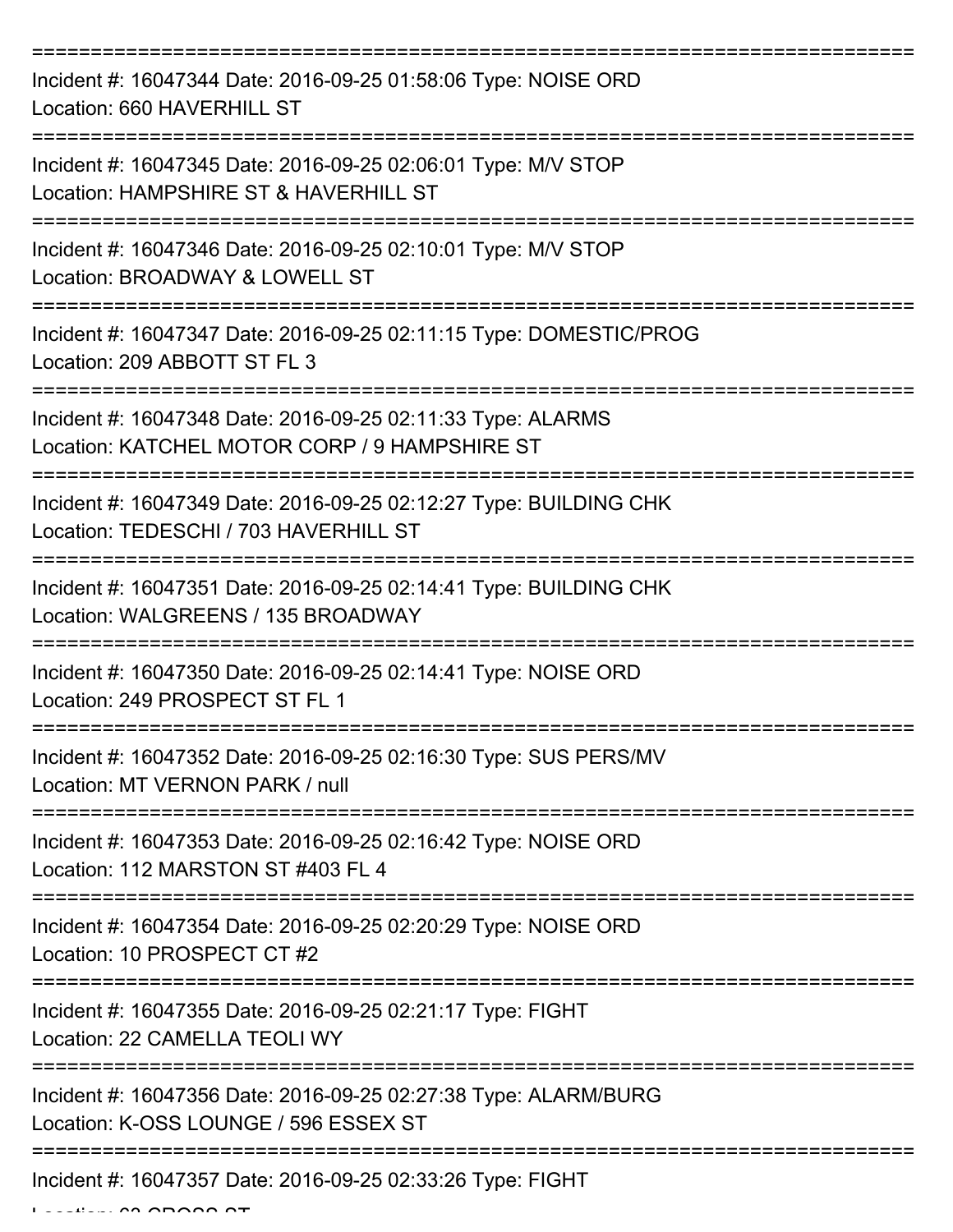===========================================================================

Incident #: 16047344 Date: 2016-09-25 01:58:06 Type: NOISE ORD
Location: 660 HAVERHILL ST

===========================================================================

Incident #: 16047345 Date: 2016-09-25 02:06:01 Type: M/V STOP
Location: HAMPSHIRE ST & HAVERHILL ST

===========================================================================

Incident #: 16047346 Date: 2016-09-25 02:10:01 Type: M/V STOP
Location: BROADWAY & LOWELL ST

===========================================================================

Incident #: 16047347 Date: 2016-09-25 02:11:15 Type: DOMESTIC/PROG
Location: 209 ABBOTT ST FL 3

===========================================================================

Incident #: 16047348 Date: 2016-09-25 02:11:33 Type: ALARMS
Location: KATCHEL MOTOR CORP / 9 HAMPSHIRE ST

===========================================================================

Incident #: 16047349 Date: 2016-09-25 02:12:27 Type: BUILDING CHK
Location: TEDESCHI / 703 HAVERHILL ST

===========================================================================

Incident #: 16047351 Date: 2016-09-25 02:14:41 Type: BUILDING CHK
Location: WALGREENS / 135 BROADWAY

===========================================================================

Incident #: 16047350 Date: 2016-09-25 02:14:41 Type: NOISE ORD
Location: 249 PROSPECT ST FL 1

===========================================================================

Incident #: 16047352 Date: 2016-09-25 02:16:30 Type: SUS PERS/MV
Location: MT VERNON PARK / null

===========================================================================

Incident #: 16047353 Date: 2016-09-25 02:16:42 Type: NOISE ORD
Location: 112 MARSTON ST #403 FL 4

===========================================================================

Incident #: 16047354 Date: 2016-09-25 02:20:29 Type: NOISE ORD
Location: 10 PROSPECT CT #2

===========================================================================

Incident #: 16047355 Date: 2016-09-25 02:21:17 Type: FIGHT
Location: 22 CAMELLA TEOLI WY

===========================================================================

Incident #: 16047356 Date: 2016-09-25 02:27:38 Type: ALARM/BURG
Location: K-OSS LOUNGE / 596 ESSEX ST

===========================================================================

Incident #: 16047357 Date: 2016-09-25 02:33:26 Type: FIGHT
Location: 63 CROSS ST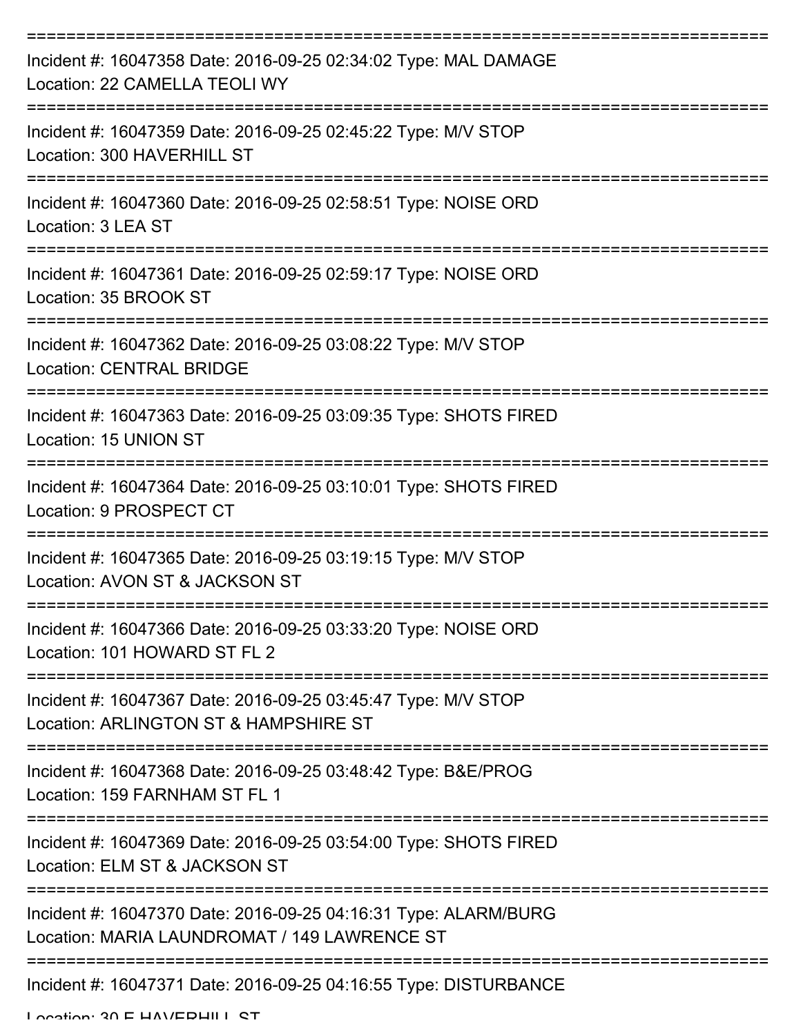===========================================================================

Incident #: 16047358 Date: 2016-09-25 02:34:02 Type: MAL DAMAGE
Location: 22 CAMELLA TEOLI WY

===========================================================================

Incident #: 16047359 Date: 2016-09-25 02:45:22 Type: M/V STOP
Location: 300 HAVERHILL ST

===========================================================================

Incident #: 16047360 Date: 2016-09-25 02:58:51 Type: NOISE ORD
Location: 3 LEA ST

===========================================================================

Incident #: 16047361 Date: 2016-09-25 02:59:17 Type: NOISE ORD
Location: 35 BROOK ST

===========================================================================

Incident #: 16047362 Date: 2016-09-25 03:08:22 Type: M/V STOP
Location: CENTRAL BRIDGE

===========================================================================

Incident #: 16047363 Date: 2016-09-25 03:09:35 Type: SHOTS FIRED
Location: 15 UNION ST

===========================================================================

Incident #: 16047364 Date: 2016-09-25 03:10:01 Type: SHOTS FIRED
Location: 9 PROSPECT CT

===========================================================================

Incident #: 16047365 Date: 2016-09-25 03:19:15 Type: M/V STOP
Location: AVON ST & JACKSON ST

===========================================================================

Incident #: 16047366 Date: 2016-09-25 03:33:20 Type: NOISE ORD
Location: 101 HOWARD ST FL 2

===========================================================================

Incident #: 16047367 Date: 2016-09-25 03:45:47 Type: M/V STOP
Location: ARLINGTON ST & HAMPSHIRE ST

===========================================================================

Incident #: 16047368 Date: 2016-09-25 03:48:42 Type: B&E/PROG
Location: 159 FARNHAM ST FL 1

===========================================================================

Incident #: 16047369 Date: 2016-09-25 03:54:00 Type: SHOTS FIRED
Location: ELM ST & JACKSON ST

===========================================================================

Incident #: 16047370 Date: 2016-09-25 04:16:31 Type: ALARM/BURG
Location: MARIA LAUNDROMAT / 149 LAWRENCE ST

===========================================================================

Incident #: 16047371 Date: 2016-09-25 04:16:55 Type: DISTURBANCE
Location: 30 E HAVERHILL ST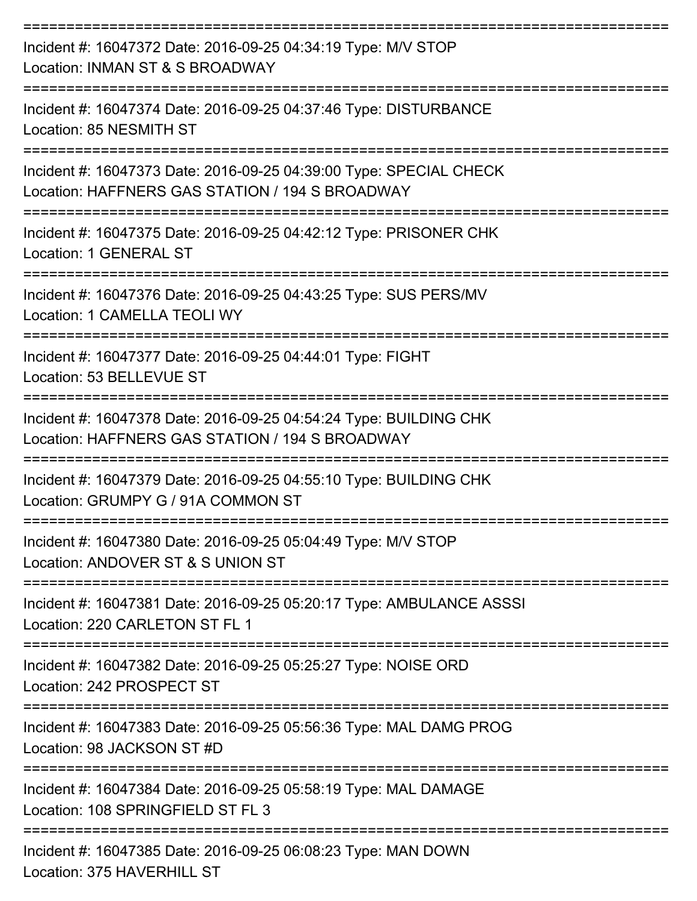===========================================================================

Incident #: 16047372 Date: 2016-09-25 04:34:19 Type: M/V STOP
Location: INMAN ST & S BROADWAY

===========================================================================

Incident #: 16047374 Date: 2016-09-25 04:37:46 Type: DISTURBANCE
Location: 85 NESMITH ST

===========================================================================

Incident #: 16047373 Date: 2016-09-25 04:39:00 Type: SPECIAL CHECK
Location: HAFFNERS GAS STATION / 194 S BROADWAY

===========================================================================

Incident #: 16047375 Date: 2016-09-25 04:42:12 Type: PRISONER CHK
Location: 1 GENERAL ST

===========================================================================

Incident #: 16047376 Date: 2016-09-25 04:43:25 Type: SUS PERS/MV
Location: 1 CAMELLA TEOLI WY

===========================================================================

Incident #: 16047377 Date: 2016-09-25 04:44:01 Type: FIGHT
Location: 53 BELLEVUE ST

===========================================================================

Incident #: 16047378 Date: 2016-09-25 04:54:24 Type: BUILDING CHK
Location: HAFFNERS GAS STATION / 194 S BROADWAY

===========================================================================

Incident #: 16047379 Date: 2016-09-25 04:55:10 Type: BUILDING CHK
Location: GRUMPY G / 91A COMMON ST

===========================================================================

Incident #: 16047380 Date: 2016-09-25 05:04:49 Type: M/V STOP
Location: ANDOVER ST & S UNION ST

===========================================================================

Incident #: 16047381 Date: 2016-09-25 05:20:17 Type: AMBULANCE ASSSI
Location: 220 CARLETON ST FL 1

===========================================================================

Incident #: 16047382 Date: 2016-09-25 05:25:27 Type: NOISE ORD
Location: 242 PROSPECT ST

===========================================================================

Incident #: 16047383 Date: 2016-09-25 05:56:36 Type: MAL DAMG PROG
Location: 98 JACKSON ST #D

===========================================================================

Incident #: 16047384 Date: 2016-09-25 05:58:19 Type: MAL DAMAGE
Location: 108 SPRINGFIELD ST FL 3

===========================================================================

Incident #: 16047385 Date: 2016-09-25 06:08:23 Type: MAN DOWN
Location: 375 HAVERHILL ST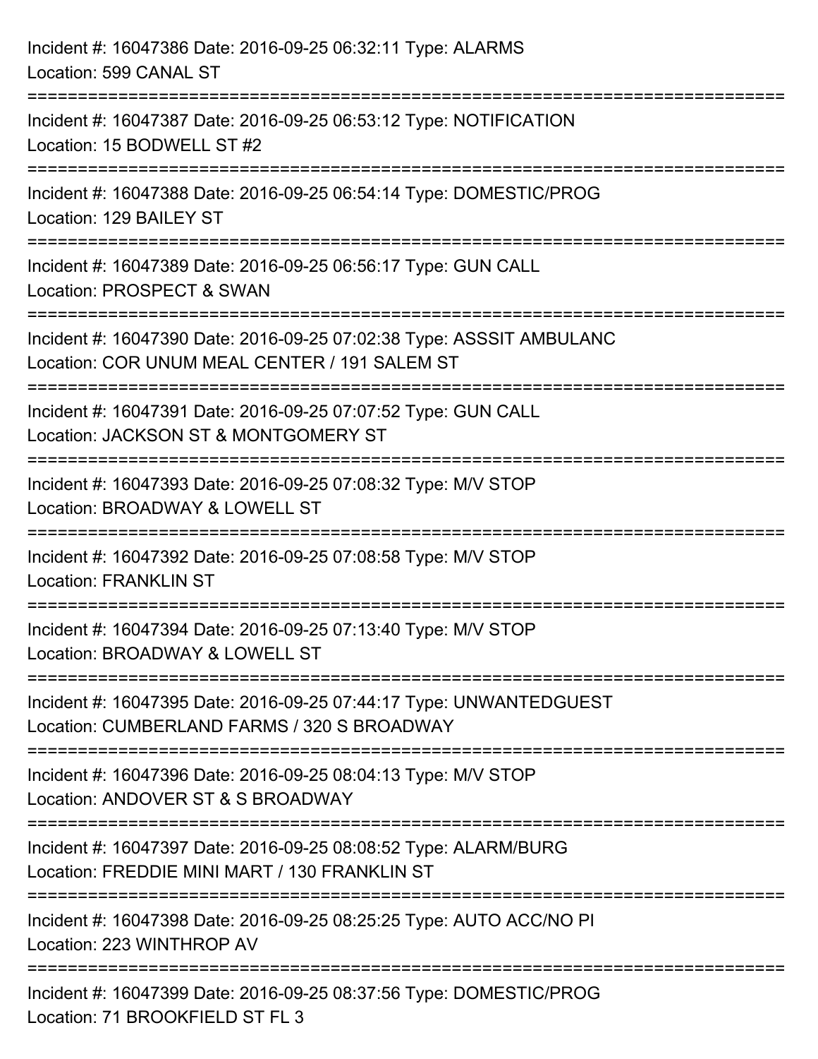Incident #: 16047386 Date: 2016-09-25 06:32:11 Type: ALARMS
Location: 599 CANAL ST

===========================================================================

Incident #: 16047387 Date: 2016-09-25 06:53:12 Type: NOTIFICATION
Location: 15 BODWELL ST #2

===========================================================================

Incident #: 16047388 Date: 2016-09-25 06:54:14 Type: DOMESTIC/PROG
Location: 129 BAILEY ST

===========================================================================

Incident #: 16047389 Date: 2016-09-25 06:56:17 Type: GUN CALL
Location: PROSPECT & SWAN

===========================================================================

Incident #: 16047390 Date: 2016-09-25 07:02:38 Type: ASSSIT AMBULANC
Location: COR UNUM MEAL CENTER / 191 SALEM ST

===========================================================================

Incident #: 16047391 Date: 2016-09-25 07:07:52 Type: GUN CALL
Location: JACKSON ST & MONTGOMERY ST

===========================================================================

Incident #: 16047393 Date: 2016-09-25 07:08:32 Type: M/V STOP
Location: BROADWAY & LOWELL ST

===========================================================================

Incident #: 16047392 Date: 2016-09-25 07:08:58 Type: M/V STOP
Location: FRANKLIN ST

===========================================================================

Incident #: 16047394 Date: 2016-09-25 07:13:40 Type: M/V STOP
Location: BROADWAY & LOWELL ST

===========================================================================

Incident #: 16047395 Date: 2016-09-25 07:44:17 Type: UNWANTEDGUEST
Location: CUMBERLAND FARMS / 320 S BROADWAY

===========================================================================

Incident #: 16047396 Date: 2016-09-25 08:04:13 Type: M/V STOP
Location: ANDOVER ST & S BROADWAY

===========================================================================

Incident #: 16047397 Date: 2016-09-25 08:08:52 Type: ALARM/BURG
Location: FREDDIE MINI MART / 130 FRANKLIN ST

===========================================================================

Incident #: 16047398 Date: 2016-09-25 08:25:25 Type: AUTO ACC/NO PI
Location: 223 WINTHROP AV

===========================================================================

Incident #: 16047399 Date: 2016-09-25 08:37:56 Type: DOMESTIC/PROG
Location: 71 BROOKFIELD ST FL 3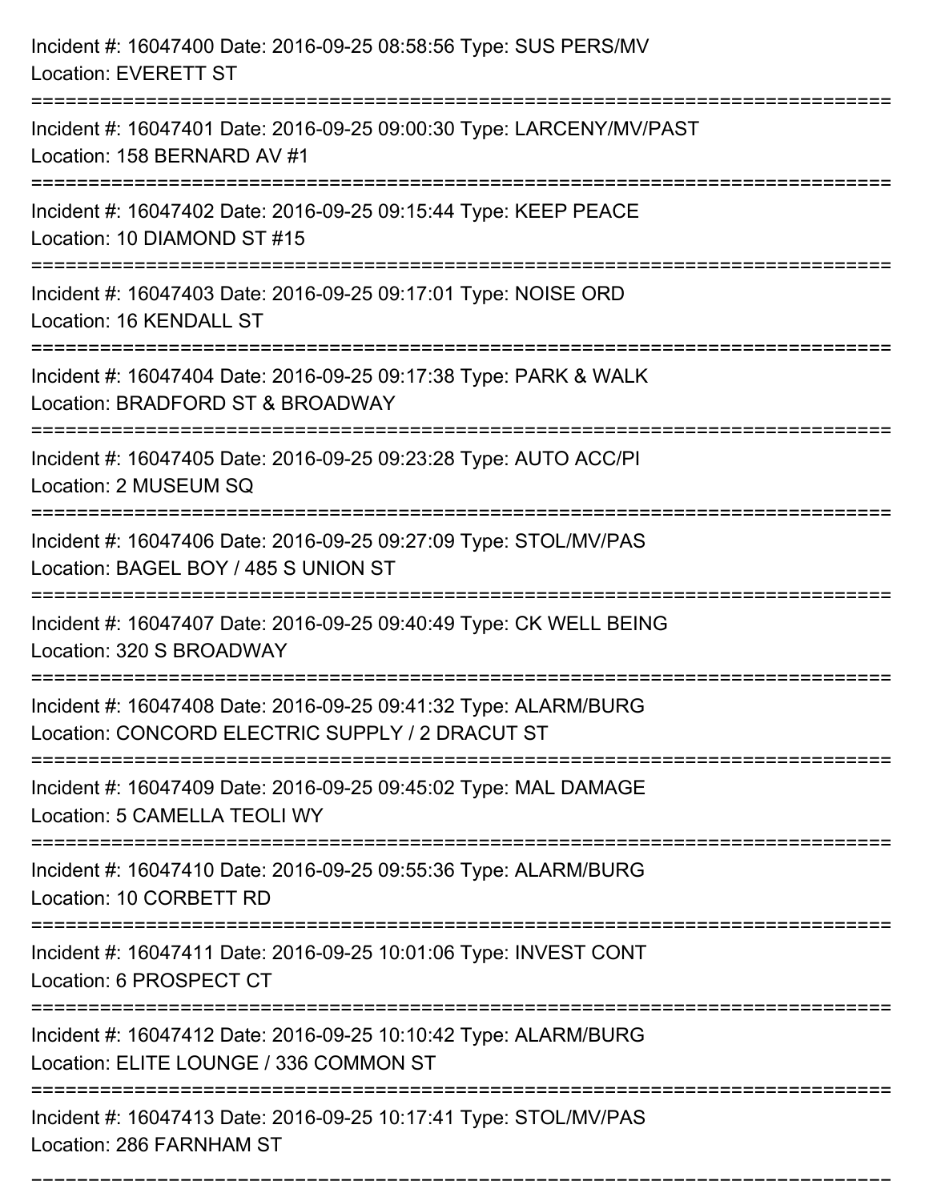Incident #: 16047400 Date: 2016-09-25 08:58:56 Type: SUS PERS/MV
Location: EVERETT ST

===========================================================================

Incident #: 16047401 Date: 2016-09-25 09:00:30 Type: LARCENY/MV/PAST
Location: 158 BERNARD AV #1

===========================================================================

Incident #: 16047402 Date: 2016-09-25 09:15:44 Type: KEEP PEACE
Location: 10 DIAMOND ST #15

===========================================================================

Incident #: 16047403 Date: 2016-09-25 09:17:01 Type: NOISE ORD
Location: 16 KENDALL ST

===========================================================================

Incident #: 16047404 Date: 2016-09-25 09:17:38 Type: PARK & WALK
Location: BRADFORD ST & BROADWAY

===========================================================================

Incident #: 16047405 Date: 2016-09-25 09:23:28 Type: AUTO ACC/PI
Location: 2 MUSEUM SQ

===========================================================================

Incident #: 16047406 Date: 2016-09-25 09:27:09 Type: STOL/MV/PAS
Location: BAGEL BOY / 485 S UNION ST

===========================================================================

Incident #: 16047407 Date: 2016-09-25 09:40:49 Type: CK WELL BEING
Location: 320 S BROADWAY

===========================================================================

Incident #: 16047408 Date: 2016-09-25 09:41:32 Type: ALARM/BURG
Location: CONCORD ELECTRIC SUPPLY / 2 DRACUT ST

===========================================================================

Incident #: 16047409 Date: 2016-09-25 09:45:02 Type: MAL DAMAGE
Location: 5 CAMELLA TEOLI WY

===========================================================================

Incident #: 16047410 Date: 2016-09-25 09:55:36 Type: ALARM/BURG
Location: 10 CORBETT RD

===========================================================================

Incident #: 16047411 Date: 2016-09-25 10:01:06 Type: INVEST CONT
Location: 6 PROSPECT CT

===========================================================================

Incident #: 16047412 Date: 2016-09-25 10:10:42 Type: ALARM/BURG
Location: ELITE LOUNGE / 336 COMMON ST

===========================================================================

Incident #: 16047413 Date: 2016-09-25 10:17:41 Type: STOL/MV/PAS
Location: 286 FARNHAM ST

===========================================================================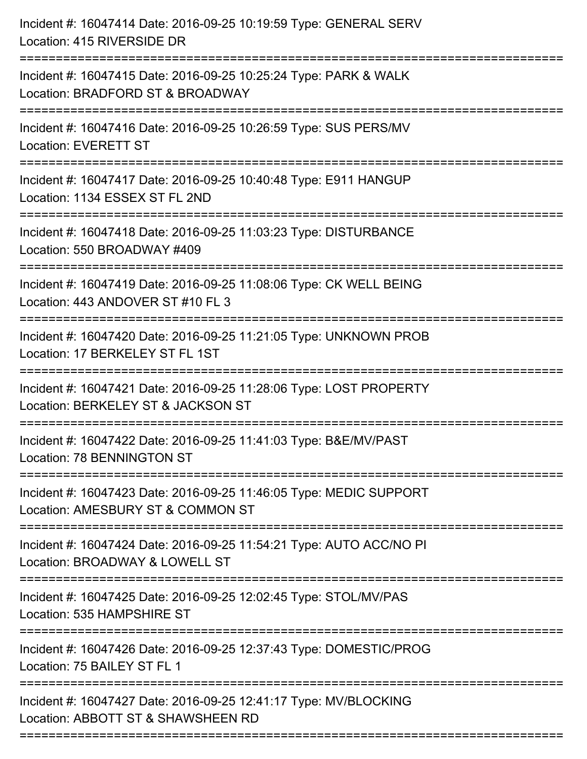Incident #: 16047414 Date: 2016-09-25 10:19:59 Type: GENERAL SERV
Location: 415 RIVERSIDE DR

===========================================================================

Incident #: 16047415 Date: 2016-09-25 10:25:24 Type: PARK & WALK
Location: BRADFORD ST & BROADWAY

===========================================================================

Incident #: 16047416 Date: 2016-09-25 10:26:59 Type: SUS PERS/MV
Location: EVERETT ST

===========================================================================

Incident #: 16047417 Date: 2016-09-25 10:40:48 Type: E911 HANGUP
Location: 1134 ESSEX ST FL 2ND

===========================================================================

Incident #: 16047418 Date: 2016-09-25 11:03:23 Type: DISTURBANCE
Location: 550 BROADWAY #409

===========================================================================

Incident #: 16047419 Date: 2016-09-25 11:08:06 Type: CK WELL BEING
Location: 443 ANDOVER ST #10 FL 3

===========================================================================

Incident #: 16047420 Date: 2016-09-25 11:21:05 Type: UNKNOWN PROB
Location: 17 BERKELEY ST FL 1ST

===========================================================================

Incident #: 16047421 Date: 2016-09-25 11:28:06 Type: LOST PROPERTY
Location: BERKELEY ST & JACKSON ST

===========================================================================

Incident #: 16047422 Date: 2016-09-25 11:41:03 Type: B&E/MV/PAST
Location: 78 BENNINGTON ST

===========================================================================

Incident #: 16047423 Date: 2016-09-25 11:46:05 Type: MEDIC SUPPORT
Location: AMESBURY ST & COMMON ST

===========================================================================

Incident #: 16047424 Date: 2016-09-25 11:54:21 Type: AUTO ACC/NO PI
Location: BROADWAY & LOWELL ST

===========================================================================

Incident #: 16047425 Date: 2016-09-25 12:02:45 Type: STOL/MV/PAS
Location: 535 HAMPSHIRE ST

===========================================================================

Incident #: 16047426 Date: 2016-09-25 12:37:43 Type: DOMESTIC/PROG
Location: 75 BAILEY ST FL 1

===========================================================================

Incident #: 16047427 Date: 2016-09-25 12:41:17 Type: MV/BLOCKING
Location: ABBOTT ST & SHAWSHEEN RD

===========================================================================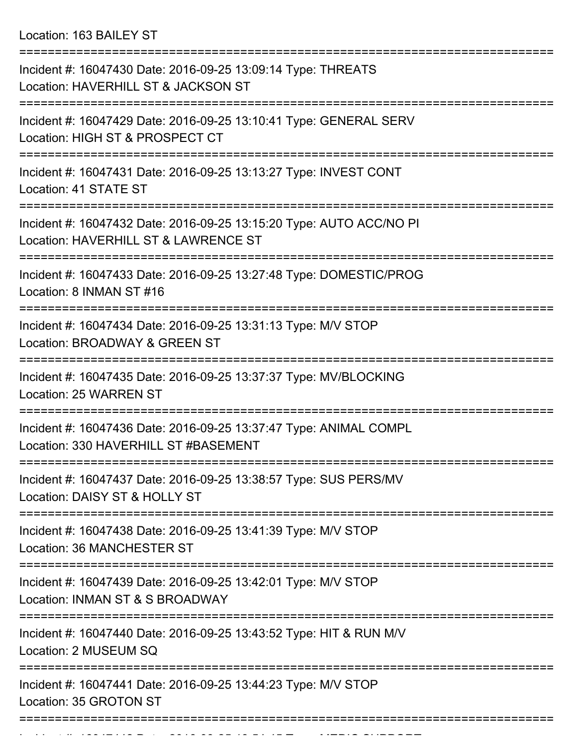Location: 163 BAILEY ST

===========================================================================

Incident #: 16047430 Date: 2016-09-25 13:09:14 Type: THREATS
Location: HAVERHILL ST & JACKSON ST

===========================================================================

Incident #: 16047429 Date: 2016-09-25 13:10:41 Type: GENERAL SERV
Location: HIGH ST & PROSPECT CT

===========================================================================

Incident #: 16047431 Date: 2016-09-25 13:13:27 Type: INVEST CONT
Location: 41 STATE ST

===========================================================================

Incident #: 16047432 Date: 2016-09-25 13:15:20 Type: AUTO ACC/NO PI
Location: HAVERHILL ST & LAWRENCE ST

===========================================================================

Incident #: 16047433 Date: 2016-09-25 13:27:48 Type: DOMESTIC/PROG
Location: 8 INMAN ST #16

===========================================================================

Incident #: 16047434 Date: 2016-09-25 13:31:13 Type: M/V STOP
Location: BROADWAY & GREEN ST

===========================================================================

Incident #: 16047435 Date: 2016-09-25 13:37:37 Type: MV/BLOCKING
Location: 25 WARREN ST

===========================================================================

Incident #: 16047436 Date: 2016-09-25 13:37:47 Type: ANIMAL COMPL
Location: 330 HAVERHILL ST #BASEMENT

===========================================================================

Incident #: 16047437 Date: 2016-09-25 13:38:57 Type: SUS PERS/MV
Location: DAISY ST & HOLLY ST

===========================================================================

Incident #: 16047438 Date: 2016-09-25 13:41:39 Type: M/V STOP
Location: 36 MANCHESTER ST

===========================================================================

Incident #: 16047439 Date: 2016-09-25 13:42:01 Type: M/V STOP
Location: INMAN ST & S BROADWAY

===========================================================================

Incident #: 16047440 Date: 2016-09-25 13:43:52 Type: HIT & RUN M/V
Location: 2 MUSEUM SQ

===========================================================================

Incident #: 16047441 Date: 2016-09-25 13:44:23 Type: M/V STOP
Location: 35 GROTON ST

===========================================================================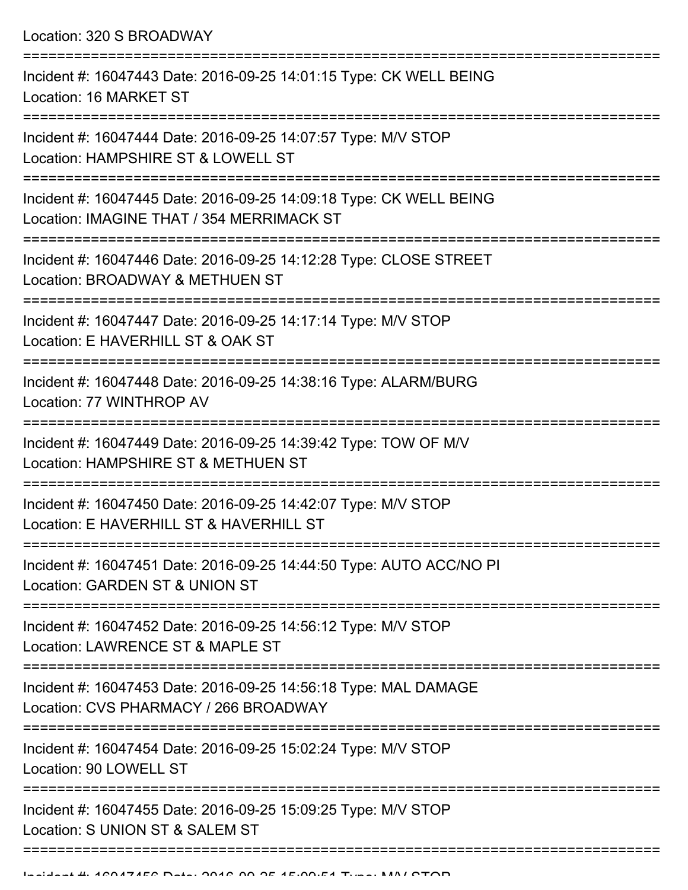Location: 320 S BROADWAY

===========================================================================

Incident #: 16047443 Date: 2016-09-25 14:01:15 Type: CK WELL BEING
Location: 16 MARKET ST

===========================================================================

Incident #: 16047444 Date: 2016-09-25 14:07:57 Type: M/V STOP
Location: HAMPSHIRE ST & LOWELL ST

===========================================================================

Incident #: 16047445 Date: 2016-09-25 14:09:18 Type: CK WELL BEING
Location: IMAGINE THAT / 354 MERRIMACK ST

===========================================================================

Incident #: 16047446 Date: 2016-09-25 14:12:28 Type: CLOSE STREET
Location: BROADWAY & METHUEN ST

===========================================================================

Incident #: 16047447 Date: 2016-09-25 14:17:14 Type: M/V STOP
Location: E HAVERHILL ST & OAK ST

===========================================================================

Incident #: 16047448 Date: 2016-09-25 14:38:16 Type: ALARM/BURG
Location: 77 WINTHROP AV

===========================================================================

Incident #: 16047449 Date: 2016-09-25 14:39:42 Type: TOW OF M/V
Location: HAMPSHIRE ST & METHUEN ST

===========================================================================

Incident #: 16047450 Date: 2016-09-25 14:42:07 Type: M/V STOP
Location: E HAVERHILL ST & HAVERHILL ST

===========================================================================

Incident #: 16047451 Date: 2016-09-25 14:44:50 Type: AUTO ACC/NO PI
Location: GARDEN ST & UNION ST

===========================================================================

Incident #: 16047452 Date: 2016-09-25 14:56:12 Type: M/V STOP
Location: LAWRENCE ST & MAPLE ST

===========================================================================

Incident #: 16047453 Date: 2016-09-25 14:56:18 Type: MAL DAMAGE
Location: CVS PHARMACY / 266 BROADWAY

===========================================================================

Incident #: 16047454 Date: 2016-09-25 15:02:24 Type: M/V STOP
Location: 90 LOWELL ST

===========================================================================

Incident #: 16047455 Date: 2016-09-25 15:09:25 Type: M/V STOP
Location: S UNION ST & SALEM ST

===========================================================================

Incident #: 16047456 Date: 2016-09-25 15:09:51 Type: M/V STOP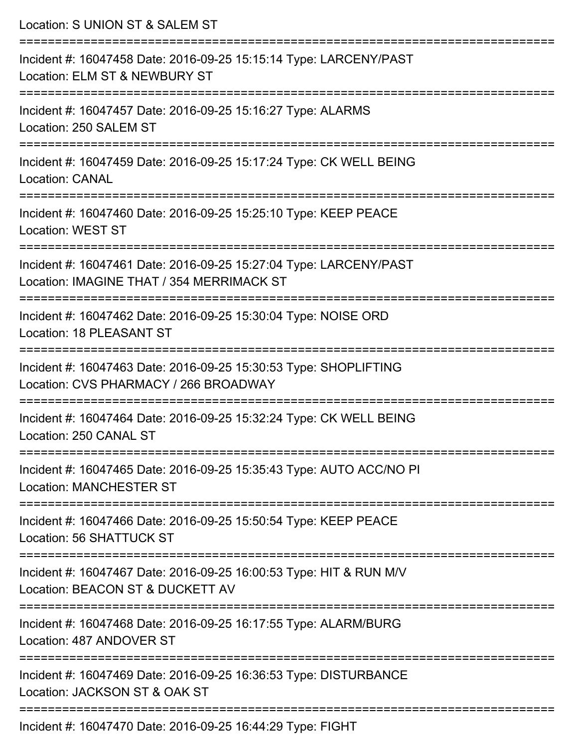Location: S UNION ST & SALEM ST

===========================================================================

Incident #: 16047458 Date: 2016-09-25 15:15:14 Type: LARCENY/PAST
Location: ELM ST & NEWBURY ST

===========================================================================

Incident #: 16047457 Date: 2016-09-25 15:16:27 Type: ALARMS
Location: 250 SALEM ST

===========================================================================

Incident #: 16047459 Date: 2016-09-25 15:17:24 Type: CK WELL BEING
Location: CANAL

===========================================================================

Incident #: 16047460 Date: 2016-09-25 15:25:10 Type: KEEP PEACE
Location: WEST ST

===========================================================================

Incident #: 16047461 Date: 2016-09-25 15:27:04 Type: LARCENY/PAST
Location: IMAGINE THAT / 354 MERRIMACK ST

===========================================================================

Incident #: 16047462 Date: 2016-09-25 15:30:04 Type: NOISE ORD
Location: 18 PLEASANT ST

===========================================================================

Incident #: 16047463 Date: 2016-09-25 15:30:53 Type: SHOPLIFTING
Location: CVS PHARMACY / 266 BROADWAY

===========================================================================

Incident #: 16047464 Date: 2016-09-25 15:32:24 Type: CK WELL BEING
Location: 250 CANAL ST

===========================================================================

Incident #: 16047465 Date: 2016-09-25 15:35:43 Type: AUTO ACC/NO PI
Location: MANCHESTER ST

===========================================================================

Incident #: 16047466 Date: 2016-09-25 15:50:54 Type: KEEP PEACE
Location: 56 SHATTUCK ST

===========================================================================

Incident #: 16047467 Date: 2016-09-25 16:00:53 Type: HIT & RUN M/V
Location: BEACON ST & DUCKETT AV

===========================================================================

Incident #: 16047468 Date: 2016-09-25 16:17:55 Type: ALARM/BURG
Location: 487 ANDOVER ST

===========================================================================

Incident #: 16047469 Date: 2016-09-25 16:36:53 Type: DISTURBANCE
Location: JACKSON ST & OAK ST

===========================================================================

Incident #: 16047470 Date: 2016-09-25 16:44:29 Type: FIGHT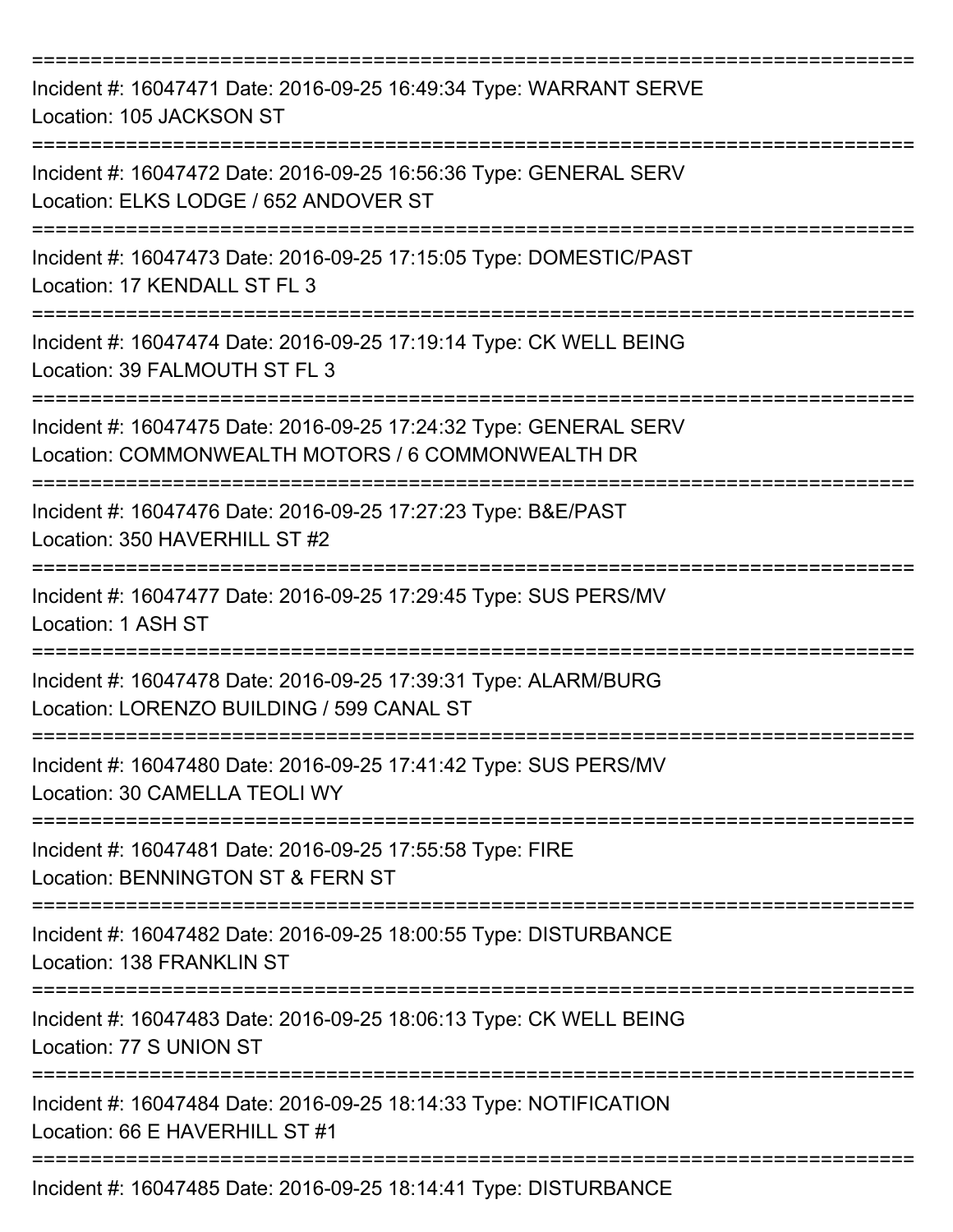===========================================================================

Incident #: 16047471 Date: 2016-09-25 16:49:34 Type: WARRANT SERVE
Location: 105 JACKSON ST

===========================================================================

Incident #: 16047472 Date: 2016-09-25 16:56:36 Type: GENERAL SERV
Location: ELKS LODGE / 652 ANDOVER ST

===========================================================================

Incident #: 16047473 Date: 2016-09-25 17:15:05 Type: DOMESTIC/PAST
Location: 17 KENDALL ST FL 3

===========================================================================

Incident #: 16047474 Date: 2016-09-25 17:19:14 Type: CK WELL BEING
Location: 39 FALMOUTH ST FL 3

===========================================================================

Incident #: 16047475 Date: 2016-09-25 17:24:32 Type: GENERAL SERV
Location: COMMONWEALTH MOTORS / 6 COMMONWEALTH DR

===========================================================================

Incident #: 16047476 Date: 2016-09-25 17:27:23 Type: B&E/PAST
Location: 350 HAVERHILL ST #2

===========================================================================

Incident #: 16047477 Date: 2016-09-25 17:29:45 Type: SUS PERS/MV
Location: 1 ASH ST

===========================================================================

Incident #: 16047478 Date: 2016-09-25 17:39:31 Type: ALARM/BURG
Location: LORENZO BUILDING / 599 CANAL ST

===========================================================================

Incident #: 16047480 Date: 2016-09-25 17:41:42 Type: SUS PERS/MV
Location: 30 CAMELLA TEOLI WY

===========================================================================

Incident #: 16047481 Date: 2016-09-25 17:55:58 Type: FIRE
Location: BENNINGTON ST & FERN ST

===========================================================================

Incident #: 16047482 Date: 2016-09-25 18:00:55 Type: DISTURBANCE
Location: 138 FRANKLIN ST

===========================================================================

Incident #: 16047483 Date: 2016-09-25 18:06:13 Type: CK WELL BEING
Location: 77 S UNION ST

===========================================================================

Incident #: 16047484 Date: 2016-09-25 18:14:33 Type: NOTIFICATION
Location: 66 E HAVERHILL ST #1

===========================================================================

Incident #: 16047485 Date: 2016-09-25 18:14:41 Type: DISTURBANCE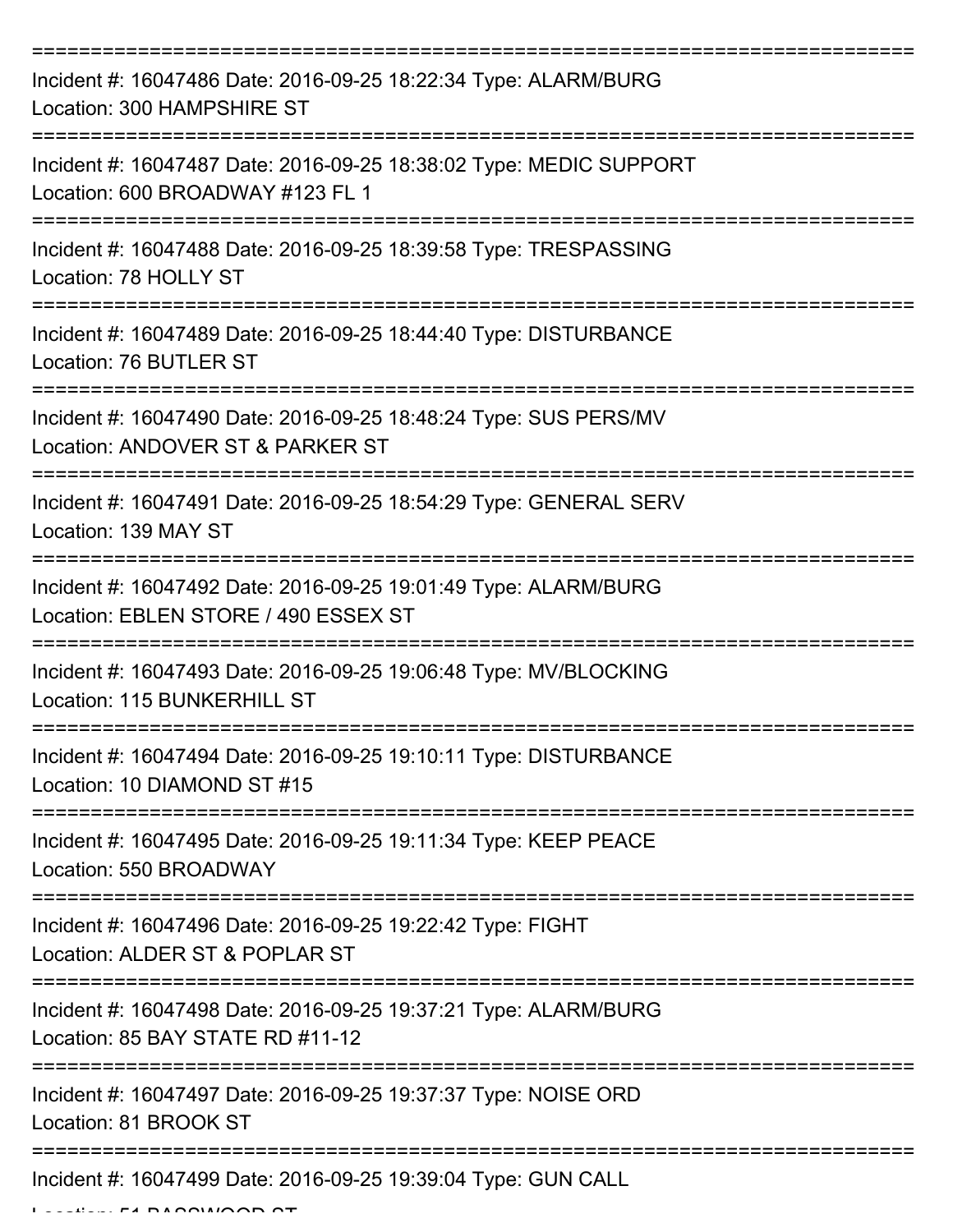===========================================================================
Incident #: 16047486 Date: 2016-09-25 18:22:34 Type: ALARM/BURG
Location: 300 HAMPSHIRE ST
===========================================================================
Incident #: 16047487 Date: 2016-09-25 18:38:02 Type: MEDIC SUPPORT
Location: 600 BROADWAY #123 FL 1
===========================================================================
Incident #: 16047488 Date: 2016-09-25 18:39:58 Type: TRESPASSING
Location: 78 HOLLY ST
===========================================================================
Incident #: 16047489 Date: 2016-09-25 18:44:40 Type: DISTURBANCE
Location: 76 BUTLER ST
===========================================================================
Incident #: 16047490 Date: 2016-09-25 18:48:24 Type: SUS PERS/MV
Location: ANDOVER ST & PARKER ST
===========================================================================
Incident #: 16047491 Date: 2016-09-25 18:54:29 Type: GENERAL SERV
Location: 139 MAY ST
===========================================================================
Incident #: 16047492 Date: 2016-09-25 19:01:49 Type: ALARM/BURG
Location: EBLEN STORE / 490 ESSEX ST
===========================================================================
Incident #: 16047493 Date: 2016-09-25 19:06:48 Type: MV/BLOCKING
Location: 115 BUNKERHILL ST
===========================================================================
Incident #: 16047494 Date: 2016-09-25 19:10:11 Type: DISTURBANCE
Location: 10 DIAMOND ST #15
===========================================================================
Incident #: 16047495 Date: 2016-09-25 19:11:34 Type: KEEP PEACE
Location: 550 BROADWAY
===========================================================================
Incident #: 16047496 Date: 2016-09-25 19:22:42 Type: FIGHT
Location: ALDER ST & POPLAR ST
===========================================================================
Incident #: 16047498 Date: 2016-09-25 19:37:21 Type: ALARM/BURG
Location: 85 BAY STATE RD #11-12
===========================================================================
Incident #: 16047497 Date: 2016-09-25 19:37:37 Type: NOISE ORD
Location: 81 BROOK ST
===========================================================================
Incident #: 16047499 Date: 2016-09-25 19:39:04 Type: GUN CALL
Location: 51 BASSWOOD ST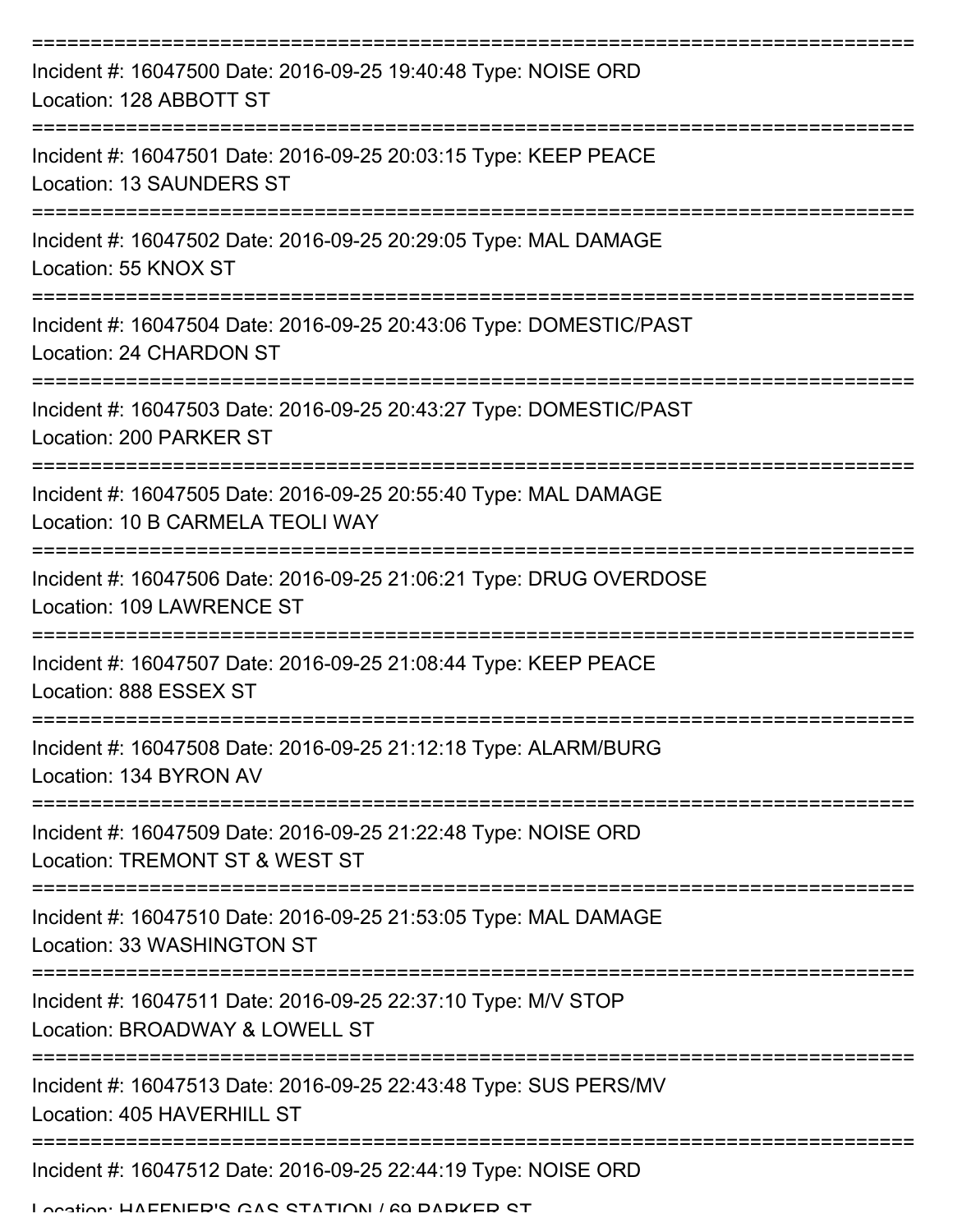===========================================================================
Incident #: 16047500 Date: 2016-09-25 19:40:48 Type: NOISE ORD
Location: 128 ABBOTT ST
===========================================================================
Incident #: 16047501 Date: 2016-09-25 20:03:15 Type: KEEP PEACE
Location: 13 SAUNDERS ST
===========================================================================
Incident #: 16047502 Date: 2016-09-25 20:29:05 Type: MAL DAMAGE
Location: 55 KNOX ST
===========================================================================
Incident #: 16047504 Date: 2016-09-25 20:43:06 Type: DOMESTIC/PAST
Location: 24 CHARDON ST
===========================================================================
Incident #: 16047503 Date: 2016-09-25 20:43:27 Type: DOMESTIC/PAST
Location: 200 PARKER ST
===========================================================================
Incident #: 16047505 Date: 2016-09-25 20:55:40 Type: MAL DAMAGE
Location: 10 B CARMELA TEOLI WAY
===========================================================================
Incident #: 16047506 Date: 2016-09-25 21:06:21 Type: DRUG OVERDOSE
Location: 109 LAWRENCE ST
===========================================================================
Incident #: 16047507 Date: 2016-09-25 21:08:44 Type: KEEP PEACE
Location: 888 ESSEX ST
===========================================================================
Incident #: 16047508 Date: 2016-09-25 21:12:18 Type: ALARM/BURG
Location: 134 BYRON AV
===========================================================================
Incident #: 16047509 Date: 2016-09-25 21:22:48 Type: NOISE ORD
Location: TREMONT ST & WEST ST
===========================================================================
Incident #: 16047510 Date: 2016-09-25 21:53:05 Type: MAL DAMAGE
Location: 33 WASHINGTON ST
===========================================================================
Incident #: 16047511 Date: 2016-09-25 22:37:10 Type: M/V STOP
Location: BROADWAY & LOWELL ST
===========================================================================
Incident #: 16047513 Date: 2016-09-25 22:43:48 Type: SUS PERS/MV
Location: 405 HAVERHILL ST
===========================================================================
Incident #: 16047512 Date: 2016-09-25 22:44:19 Type: NOISE ORD
Location: HAFFNER'S GAS STATION / 69 PARKER ST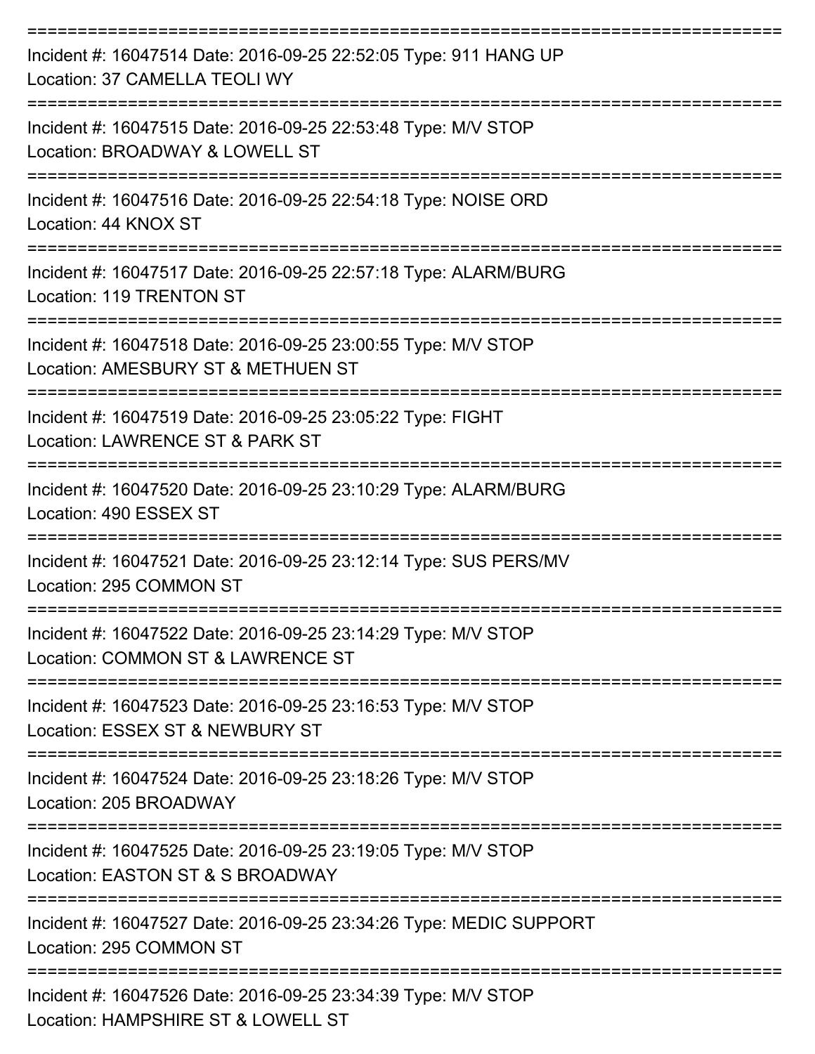===========================================================================

Incident #: 16047514 Date: 2016-09-25 22:52:05 Type: 911 HANG UP
Location: 37 CAMELLA TEOLI WY

===========================================================================

Incident #: 16047515 Date: 2016-09-25 22:53:48 Type: M/V STOP
Location: BROADWAY & LOWELL ST

===========================================================================

Incident #: 16047516 Date: 2016-09-25 22:54:18 Type: NOISE ORD
Location: 44 KNOX ST

===========================================================================

Incident #: 16047517 Date: 2016-09-25 22:57:18 Type: ALARM/BURG
Location: 119 TRENTON ST

===========================================================================

Incident #: 16047518 Date: 2016-09-25 23:00:55 Type: M/V STOP
Location: AMESBURY ST & METHUEN ST

===========================================================================

Incident #: 16047519 Date: 2016-09-25 23:05:22 Type: FIGHT
Location: LAWRENCE ST & PARK ST

===========================================================================

Incident #: 16047520 Date: 2016-09-25 23:10:29 Type: ALARM/BURG
Location: 490 ESSEX ST

===========================================================================

Incident #: 16047521 Date: 2016-09-25 23:12:14 Type: SUS PERS/MV
Location: 295 COMMON ST

===========================================================================

Incident #: 16047522 Date: 2016-09-25 23:14:29 Type: M/V STOP
Location: COMMON ST & LAWRENCE ST

===========================================================================

Incident #: 16047523 Date: 2016-09-25 23:16:53 Type: M/V STOP
Location: ESSEX ST & NEWBURY ST

===========================================================================

Incident #: 16047524 Date: 2016-09-25 23:18:26 Type: M/V STOP
Location: 205 BROADWAY

===========================================================================

Incident #: 16047525 Date: 2016-09-25 23:19:05 Type: M/V STOP
Location: EASTON ST & S BROADWAY

===========================================================================

Incident #: 16047527 Date: 2016-09-25 23:34:26 Type: MEDIC SUPPORT
Location: 295 COMMON ST

===========================================================================

Incident #: 16047526 Date: 2016-09-25 23:34:39 Type: M/V STOP
Location: HAMPSHIRE ST & LOWELL ST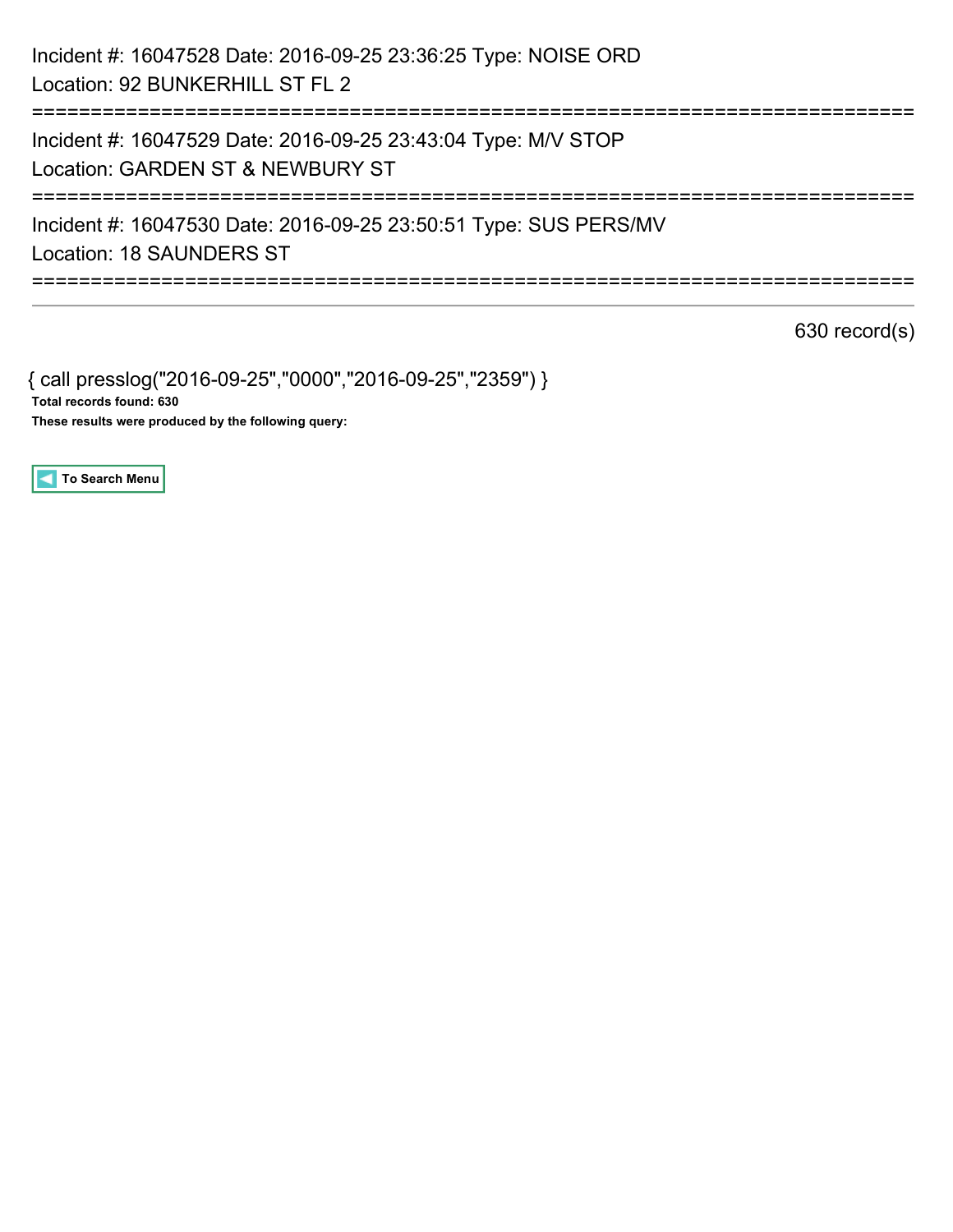Incident #: 16047528 Date: 2016-09-25 23:36:25 Type: NOISE ORD
Location: 92 BUNKERHILL ST FL 2

===========================================================================

Incident #: 16047529 Date: 2016-09-25 23:43:04 Type: M/V STOP
Location: GARDEN ST & NEWBURY ST

===========================================================================

Incident #: 16047530 Date: 2016-09-25 23:50:51 Type: SUS PERS/MV
Location: 18 SAUNDERS ST

===========================================================================

---

630 record(s)

{ call presslog("2016-09-25","0000","2016-09-25","2359") }

**Total records found: 630**

**These results were produced by the following query:**

**To Search Menu**